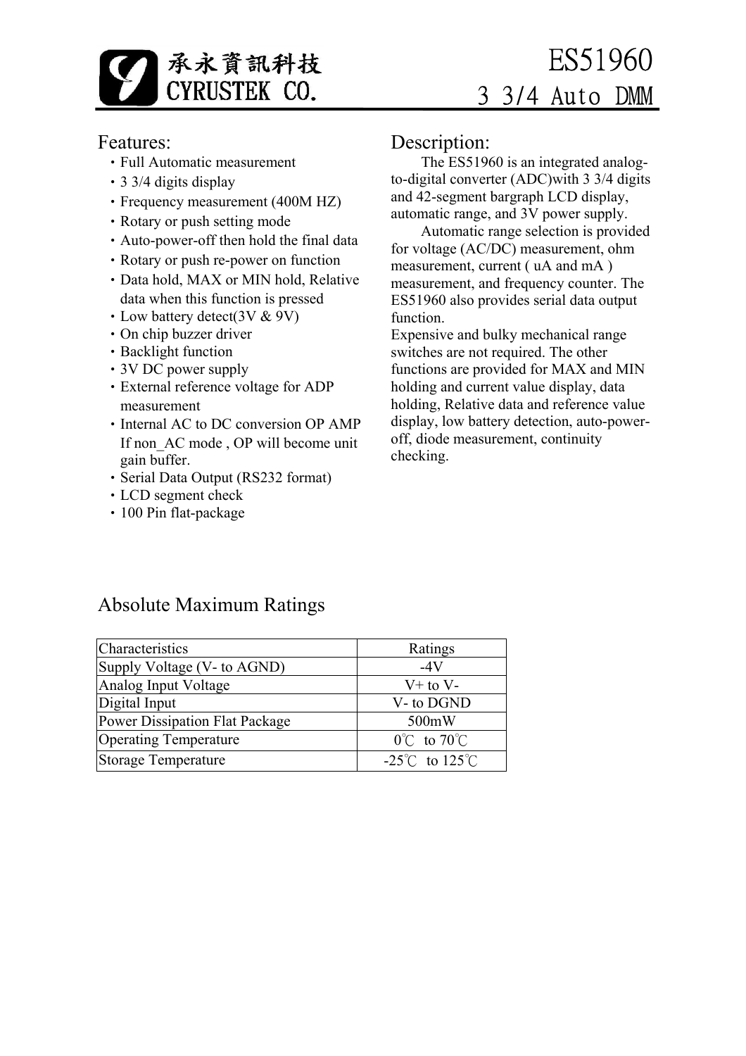承永資訊科技
CYRUSTEK CO.

# ES51960

## 3 3/4 Auto DMM

## Features:

- Full Automatic measurement
- 3 3/4 digits display
- Frequency measurement (400M HZ)
- Rotary or push setting mode
- Auto-power-off then hold the final data
- Rotary or push re-power on function
- Data hold, MAX or MIN hold, Relative data when this function is pressed
- Low battery detect(3V & 9V)
- On chip buzzer driver
- Backlight function
- 3V DC power supply
- External reference voltage for ADP measurement
- Internal AC to DC conversion OP AMP If non_AC mode , OP will become unit gain buffer.
- Serial Data Output (RS232 format)
- LCD segment check
- 100 Pin flat-package

## Description:

The ES51960 is an integrated analog-to-digital converter (ADC)with 3 3/4 digits and 42-segment bargraph LCD display, automatic range, and 3V power supply.

Automatic range selection is provided for voltage (AC/DC) measurement, ohm measurement, current ( uA and mA ) measurement, and frequency counter. The ES51960 also provides serial data output function.

Expensive and bulky mechanical range switches are not required. The other functions are provided for MAX and MIN holding and current value display, data holding, Relative data and reference value display, low battery detection, auto-power-off, diode measurement, continuity checking.

## Absolute Maximum Ratings

| Characteristics | Ratings |
|---|---|
| Supply Voltage (V- to AGND) | -4V |
| Analog Input Voltage | V+ to V- |
| Digital Input | V- to DGND |
| Power Dissipation Flat Package | 500mW |
| Operating Temperature | 0℃ to 70℃ |
| Storage Temperature | -25℃ to 125℃ |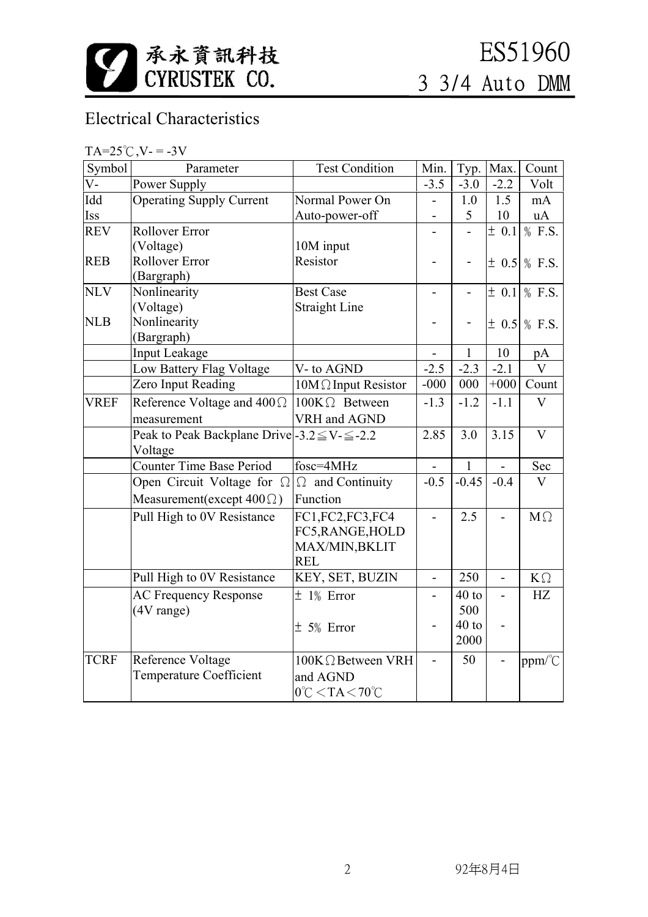## Electrical Characteristics

TA=25℃,V- = -3V

| Symbol | Parameter | Test Condition | Min. | Typ. | Max. | Count |
|---|---|---|---|---|---|---|
| V- | Power Supply | | -3.5 | -3.0 | -2.2 | Volt |
| Idd<br>Iss | Operating Supply Current | Normal Power On<br>Auto-power-off | -<br>- | 1.0<br>5 | 1.5<br>10 | mA<br>uA |
| REV | Rollover Error (Voltage) | 10M input Resistor | - | - | ± 0.1 | % F.S. |
| REB | Rollover Error (Bargraph) | | - | - | ± 0.5 | % F.S. |
| NLV | Nonlinearity (Voltage) | Best Case Straight Line | - | - | ± 0.1 | % F.S. |
| NLB | Nonlinearity (Bargraph) | | - | - | ± 0.5 | % F.S. |
| | Input Leakage | | - | 1 | 10 | pA |
| | Low Battery Flag Voltage | V- to AGND | -2.5 | -2.3 | -2.1 | V |
| | Zero Input Reading | 10MΩ Input Resistor | -000 | 000 | +000 | Count |
| VREF | Reference Voltage and 400Ω measurement | 100KΩ Between VRH and AGND | -1.3 | -1.2 | -1.1 | V |
| | Peak to Peak Backplane Drive Voltage | -3.2≦V-≦-2.2 | 2.85 | 3.0 | 3.15 | V |
| | Counter Time Base Period | fosc=4MHz | - | 1 | - | Sec |
| | Open Circuit Voltage for Ω Measurement(except 400Ω) | Ω and Continuity Function | -0.5 | -0.45 | -0.4 | V |
| | Pull High to 0V Resistance | FC1,FC2,FC3,FC4 FC5,RANGE,HOLD MAX/MIN,BKLIT REL | - | 2.5 | - | MΩ |
| | Pull High to 0V Resistance | KEY, SET, BUZIN | - | 250 | - | KΩ |
| | AC Frequency Response (4V range) | ± 1% Error<br>± 5% Error | -<br>- | 40 to 500<br>40 to 2000 | -<br>- | HZ |
| TCRF | Reference Voltage Temperature Coefficient | 100KΩ Between VRH and AGND 0℃<TA<70℃ | - | 50 | - | ppm/℃ |

92年8月4日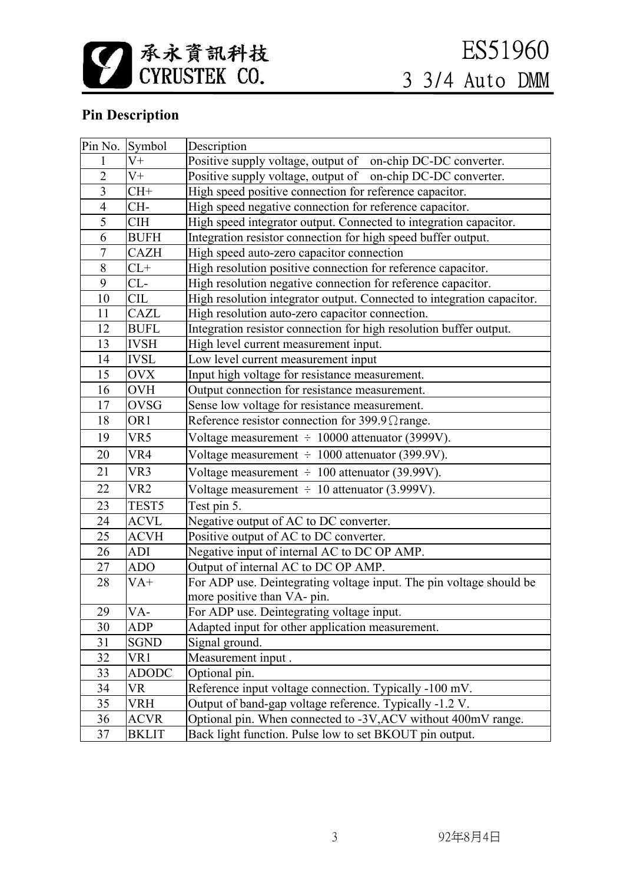## Pin Description

| Pin No. | Symbol | Description |
|---|---|---|
| 1 | V+ | Positive supply voltage, output of on-chip DC-DC converter. |
| 2 | V+ | Positive supply voltage, output of on-chip DC-DC converter. |
| 3 | CH+ | High speed positive connection for reference capacitor. |
| 4 | CH- | High speed negative connection for reference capacitor. |
| 5 | CIH | High speed integrator output. Connected to integration capacitor. |
| 6 | BUFH | Integration resistor connection for high speed buffer output. |
| 7 | CAZH | High speed auto-zero capacitor connection |
| 8 | CL+ | High resolution positive connection for reference capacitor. |
| 9 | CL- | High resolution negative connection for reference capacitor. |
| 10 | CIL | High resolution integrator output. Connected to integration capacitor. |
| 11 | CAZL | High resolution auto-zero capacitor connection. |
| 12 | BUFL | Integration resistor connection for high resolution buffer output. |
| 13 | IVSH | High level current measurement input. |
| 14 | IVSL | Low level current measurement input |
| 15 | OVX | Input high voltage for resistance measurement. |
| 16 | OVH | Output connection for resistance measurement. |
| 17 | OVSG | Sense low voltage for resistance measurement. |
| 18 | OR1 | Reference resistor connection for 399.9Ω range. |
| 19 | VR5 | Voltage measurement ÷ 10000 attenuator (3999V). |
| 20 | VR4 | Voltage measurement ÷ 1000 attenuator (399.9V). |
| 21 | VR3 | Voltage measurement ÷ 100 attenuator (39.99V). |
| 22 | VR2 | Voltage measurement ÷ 10 attenuator (3.999V). |
| 23 | TEST5 | Test pin 5. |
| 24 | ACVL | Negative output of AC to DC converter. |
| 25 | ACVH | Positive output of AC to DC converter. |
| 26 | ADI | Negative input of internal AC to DC OP AMP. |
| 27 | ADO | Output of internal AC to DC OP AMP. |
| 28 | VA+ | For ADP use. Deintegrating voltage input. The pin voltage should be more positive than VA- pin. |
| 29 | VA- | For ADP use. Deintegrating voltage input. |
| 30 | ADP | Adapted input for other application measurement. |
| 31 | SGND | Signal ground. |
| 32 | VR1 | Measurement input . |
| 33 | ADODC | Optional pin. |
| 34 | VR | Reference input voltage connection. Typically -100 mV. |
| 35 | VRH | Output of band-gap voltage reference. Typically -1.2 V. |
| 36 | ACVR | Optional pin. When connected to -3V,ACV without 400mV range. |
| 37 | BKLIT | Back light function. Pulse low to set BKOUT pin output. |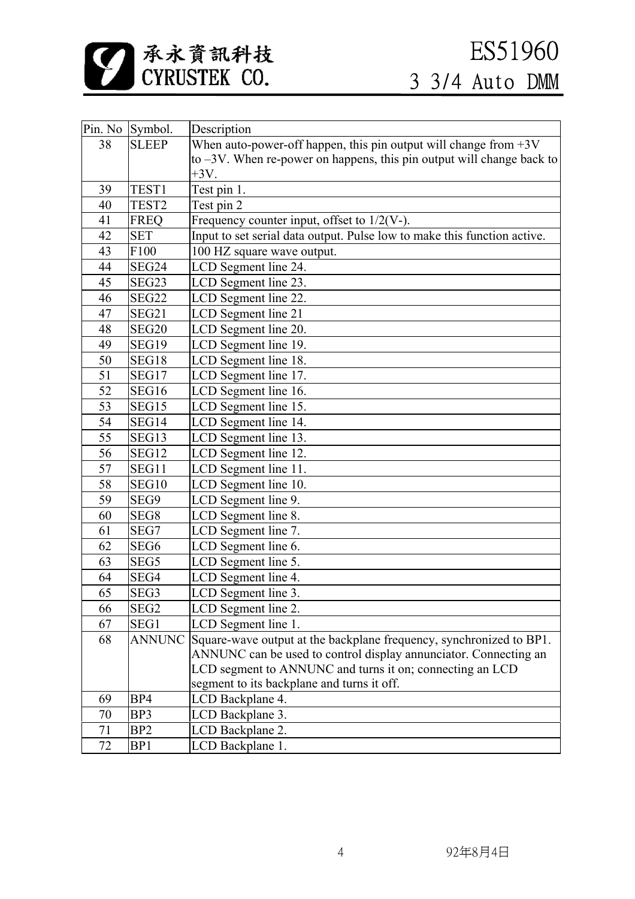| Pin. No | Symbol. | Description |
|---|---|---|
| 38 | SLEEP | When auto-power-off happen, this pin output will change from +3V to –3V. When re-power on happens, this pin output will change back to +3V. |
| 39 | TEST1 | Test pin 1. |
| 40 | TEST2 | Test pin 2 |
| 41 | FREQ | Frequency counter input, offset to 1/2(V-). |
| 42 | SET | Input to set serial data output. Pulse low to make this function active. |
| 43 | F100 | 100 HZ square wave output. |
| 44 | SEG24 | LCD Segment line 24. |
| 45 | SEG23 | LCD Segment line 23. |
| 46 | SEG22 | LCD Segment line 22. |
| 47 | SEG21 | LCD Segment line 21 |
| 48 | SEG20 | LCD Segment line 20. |
| 49 | SEG19 | LCD Segment line 19. |
| 50 | SEG18 | LCD Segment line 18. |
| 51 | SEG17 | LCD Segment line 17. |
| 52 | SEG16 | LCD Segment line 16. |
| 53 | SEG15 | LCD Segment line 15. |
| 54 | SEG14 | LCD Segment line 14. |
| 55 | SEG13 | LCD Segment line 13. |
| 56 | SEG12 | LCD Segment line 12. |
| 57 | SEG11 | LCD Segment line 11. |
| 58 | SEG10 | LCD Segment line 10. |
| 59 | SEG9 | LCD Segment line 9. |
| 60 | SEG8 | LCD Segment line 8. |
| 61 | SEG7 | LCD Segment line 7. |
| 62 | SEG6 | LCD Segment line 6. |
| 63 | SEG5 | LCD Segment line 5. |
| 64 | SEG4 | LCD Segment line 4. |
| 65 | SEG3 | LCD Segment line 3. |
| 66 | SEG2 | LCD Segment line 2. |
| 67 | SEG1 | LCD Segment line 1. |
| 68 | ANNUNC | Square-wave output at the backplane frequency, synchronized to BP1. ANNUNC can be used to control display annunciator. Connecting an LCD segment to ANNUNC and turns it on; connecting an LCD segment to its backplane and turns it off. |
| 69 | BP4 | LCD Backplane 4. |
| 70 | BP3 | LCD Backplane 3. |
| 71 | BP2 | LCD Backplane 2. |
| 72 | BP1 | LCD Backplane 1. |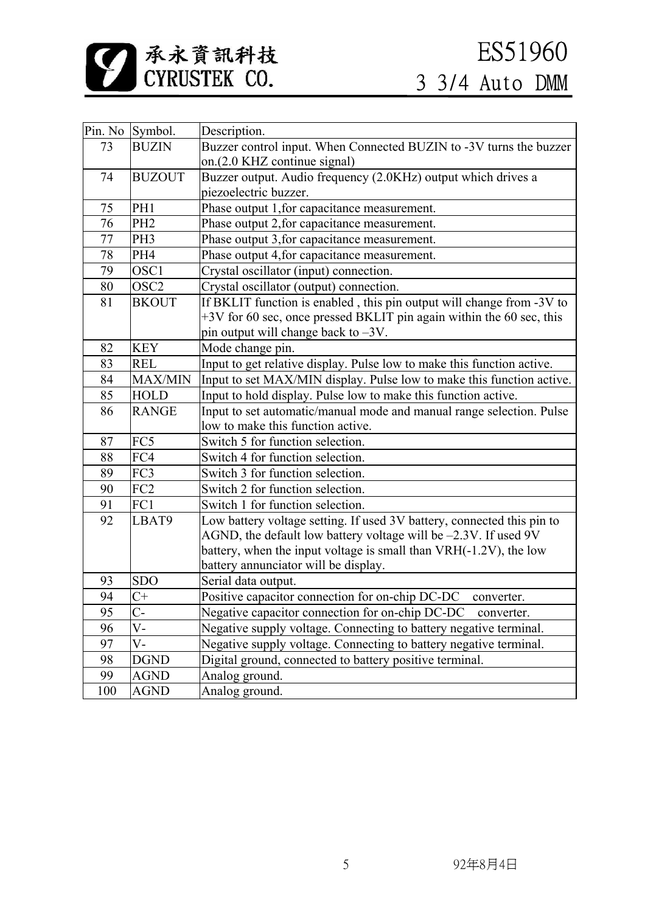| Pin. No | Symbol. | Description. |
|---|---|---|
| 73 | BUZIN | Buzzer control input. When Connected BUZIN to -3V turns the buzzer on.(2.0 KHZ continue signal) |
| 74 | BUZOUT | Buzzer output. Audio frequency (2.0KHz) output which drives a piezoelectric buzzer. |
| 75 | PH1 | Phase output 1,for capacitance measurement. |
| 76 | PH2 | Phase output 2,for capacitance measurement. |
| 77 | PH3 | Phase output 3,for capacitance measurement. |
| 78 | PH4 | Phase output 4,for capacitance measurement. |
| 79 | OSC1 | Crystal oscillator (input) connection. |
| 80 | OSC2 | Crystal oscillator (output) connection. |
| 81 | BKOUT | If BKLIT function is enabled , this pin output will change from -3V to +3V for 60 sec, once pressed BKLIT pin again within the 60 sec, this pin output will change back to –3V. |
| 82 | KEY | Mode change pin. |
| 83 | REL | Input to get relative display. Pulse low to make this function active. |
| 84 | MAX/MIN | Input to set MAX/MIN display. Pulse low to make this function active. |
| 85 | HOLD | Input to hold display. Pulse low to make this function active. |
| 86 | RANGE | Input to set automatic/manual mode and manual range selection. Pulse low to make this function active. |
| 87 | FC5 | Switch 5 for function selection. |
| 88 | FC4 | Switch 4 for function selection. |
| 89 | FC3 | Switch 3 for function selection. |
| 90 | FC2 | Switch 2 for function selection. |
| 91 | FC1 | Switch 1 for function selection. |
| 92 | LBAT9 | Low battery voltage setting. If used 3V battery, connected this pin to AGND, the default low battery voltage will be –2.3V. If used 9V battery, when the input voltage is small than VRH(-1.2V), the low battery annunciator will be display. |
| 93 | SDO | Serial data output. |
| 94 | C+ | Positive capacitor connection for on-chip DC-DC converter. |
| 95 | C- | Negative capacitor connection for on-chip DC-DC converter. |
| 96 | V- | Negative supply voltage. Connecting to battery negative terminal. |
| 97 | V- | Negative supply voltage. Connecting to battery negative terminal. |
| 98 | DGND | Digital ground, connected to battery positive terminal. |
| 99 | AGND | Analog ground. |
| 100 | AGND | Analog ground. |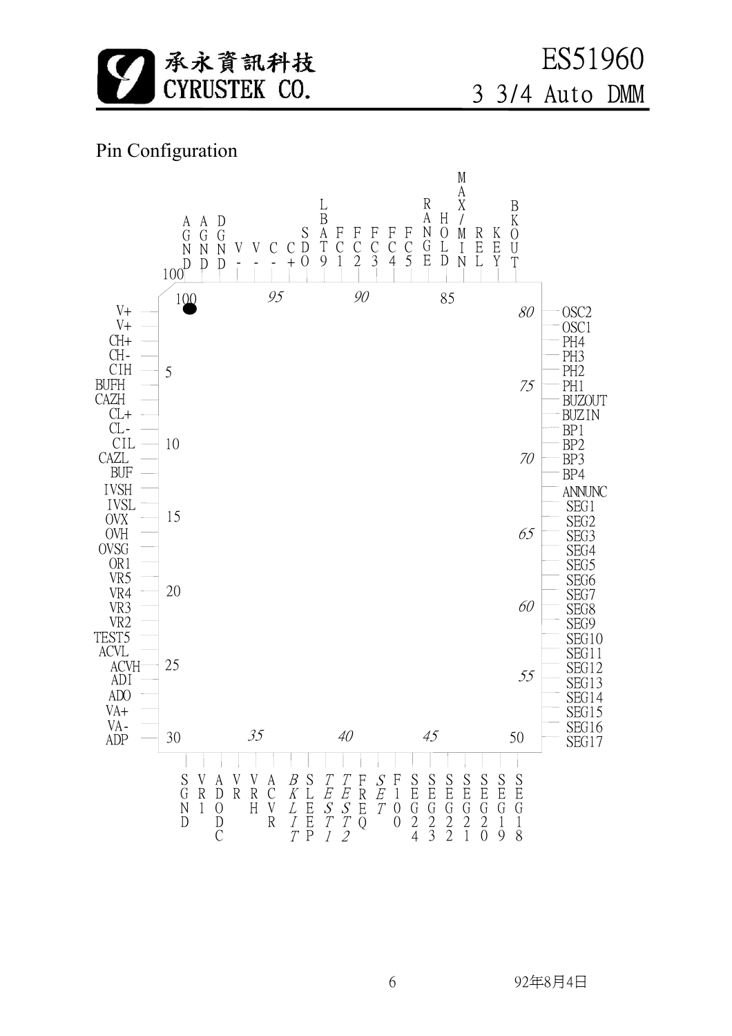## Pin Configuration

| Pin | Name | Pin | Name | Pin | Name | Pin | Name |
|---|---|---|---|---|---|---|---|
| 1 | V+ | 26 | ADI | 51 | SEG18 | 76 | BUZOUT |
| 2 | V+ | 27 | ADO | 52 | SEG17 | 77 | PH2 |
| 3 | CH+ | 28 | VA+ | 53 | SEG16 | 78 | PH3 |
| 4 | CH- | 29 | VA- | 54 | SEG15 | 79 | PH4 |
| 5 | CIH | 30 | ADP | 55 | SEG14 | 80 | OSC1 |
| 6 | BUFH | 31 | SGND | 56 | SEG13 | 81 | OSC2 |
| 7 | CAZH | 32 | VR1 | 57 | SEG12 | 82 | BKOUT |
| 8 | CL+ | 33 | ADODC | 58 | SEG11 | 83 | KEY |
| 9 | CL- | 34 | VR | 59 | SEG10 | 84 | REL |
| 10 | CIL | 35 | VRH | 60 | SEG9 | 85 | MAX/MIN |
| 11 | CAZL | 36 | ACVR | 61 | SEG8 | 86 | HOLD |
| 12 | BUF | 37 | *BKLIT* | 62 | SEG7 | 87 | RANGE |
| 13 | IVSH | 38 | SLEEP | 63 | SEG6 | 88 | FC5 |
| 14 | IVSL | 39 | *TEST1* | 64 | SEG5 | 89 | FC4 |
| 15 | OVX | 40 | *TEST2* | 65 | SEG4 | 90 | FC3 |
| 16 | OVH | 41 | FREQ | 66 | SEG3 | 91 | FC2 |
| 17 | OVSG | 42 | *SET* | 67 | SEG2 | 92 | FC1 |
| 18 | OR1 | 43 | F100 | 68 | SEG1 | 93 | LBAT9 |
| 19 | VR5 | 44 | SEG24 | 69 | ANNUNC | 94 | SDO |
| 20 | VR4 | 45 | SEG23 | 70 | BP4 | 95 | C+ |
| 21 | VR3 | 46 | SEG22 | 71 | BP3 | 96 | C- |
| 22 | VR2 | 47 | SEG21 | 72 | BP2 | 97 | V- |
| 23 | TEST5 | 48 | SEG20 | 73 | BP1 | 98 | DGND |
| 24 | ACVL | 49 | SEG19 | 74 | BUZIN | 99 | AGND |
| 25 | ACVH | 50 | | 75 | PH1 | 100 | AGND |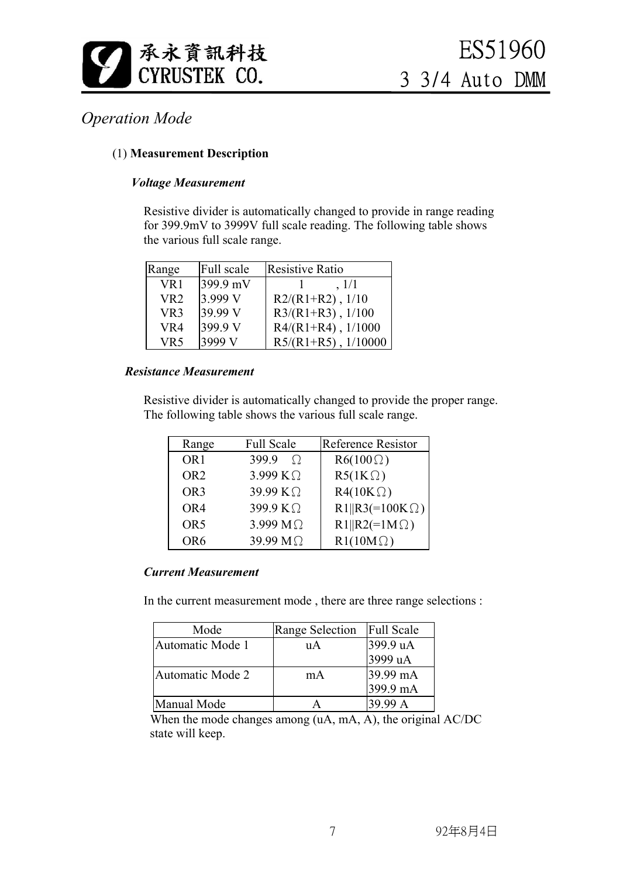## Operation Mode

(1) **Measurement Description**

***Voltage Measurement***

Resistive divider is automatically changed to provide in range reading for 399.9mV to 3999V full scale reading. The following table shows the various full scale range.

| Range | Full scale | Resistive Ratio |
|---|---|---|
| VR1 | 399.9 mV | 1 , 1/1 |
| VR2 | 3.999 V | R2/(R1+R2) , 1/10 |
| VR3 | 39.99 V | R3/(R1+R3) , 1/100 |
| VR4 | 399.9 V | R4/(R1+R4) , 1/1000 |
| VR5 | 3999 V | R5/(R1+R5) , 1/10000 |

***Resistance Measurement***

Resistive divider is automatically changed to provide the proper range. The following table shows the various full scale range.

| Range | Full Scale | Reference Resistor |
|---|---|---|
| OR1 | 399.9 Ω | R6(100Ω) |
| OR2 | 3.999 KΩ | R5(1KΩ) |
| OR3 | 39.99 KΩ | R4(10KΩ) |
| OR4 | 399.9 KΩ | R1\|\|R3(=100KΩ) |
| OR5 | 3.999 MΩ | R1\|\|R2(=1MΩ) |
| OR6 | 39.99 MΩ | R1(10MΩ) |

***Current Measurement***

In the current measurement mode , there are three range selections :

| Mode | Range Selection | Full Scale |
|---|---|---|
| Automatic Mode 1 | uA | 399.9 uA<br>3999 uA |
| Automatic Mode 2 | mA | 39.99 mA<br>399.9 mA |
| Manual Mode | A | 39.99 A |

When the mode changes among (uA, mA, A), the original AC/DC state will keep.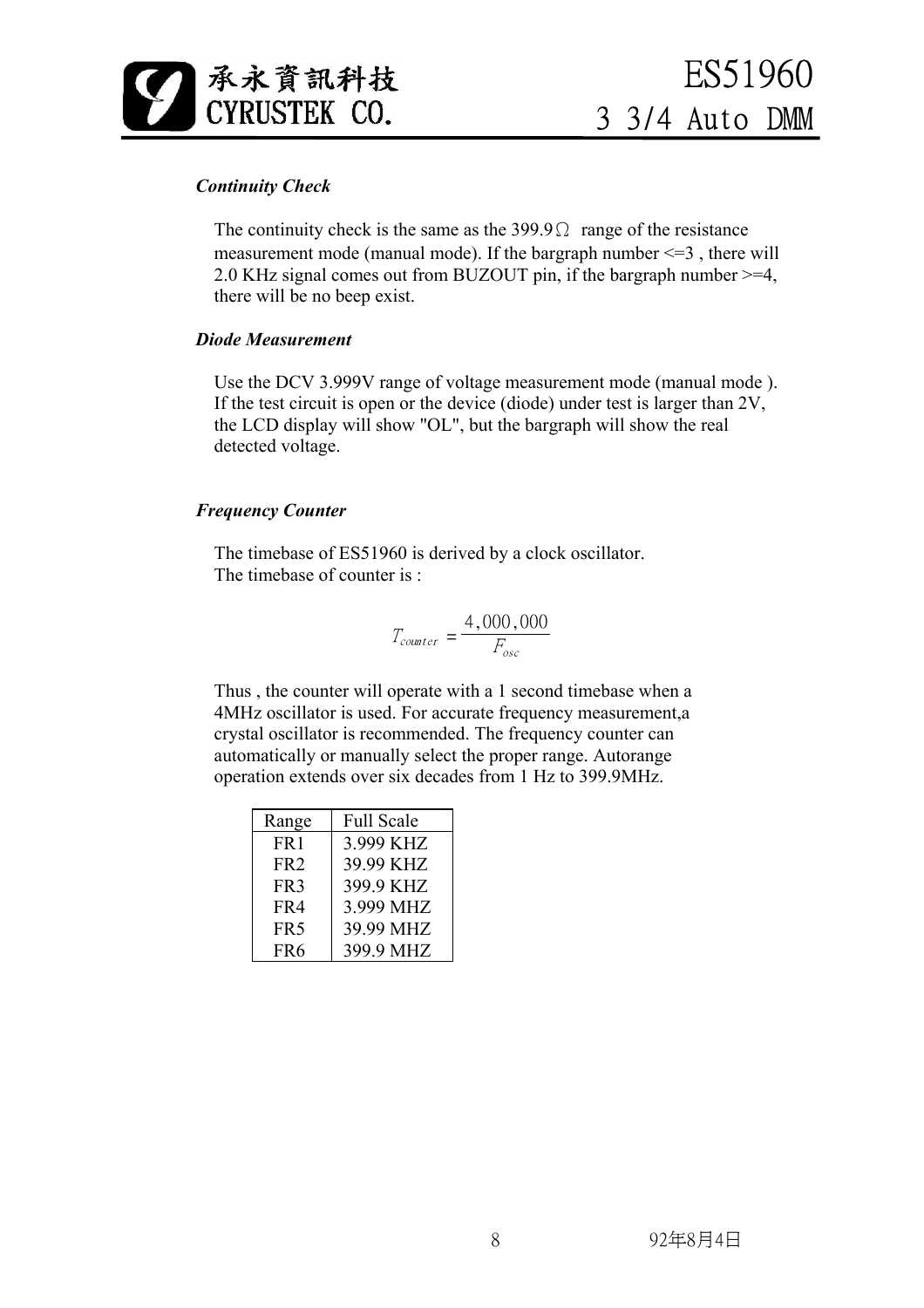### *Continuity Check*

The continuity check is the same as the 399.9Ω range of the resistance measurement mode (manual mode). If the bargraph number <=3 , there will 2.0 KHz signal comes out from BUZOUT pin, if the bargraph number >=4, there will be no beep exist.

### *Diode Measurement*

Use the DCV 3.999V range of voltage measurement mode (manual mode ). If the test circuit is open or the device (diode) under test is larger than 2V, the LCD display will show "OL", but the bargraph will show the real detected voltage.

### *Frequency Counter*

The timebase of ES51960 is derived by a clock oscillator.
The timebase of counter is :

$$T_{counter} = \frac{4,000,000}{F_{osc}}$$

Thus , the counter will operate with a 1 second timebase when a 4MHz oscillator is used. For accurate frequency measurement,a crystal oscillator is recommended. The frequency counter can automatically or manually select the proper range. Autorange operation extends over six decades from 1 Hz to 399.9MHz.

| Range | Full Scale |
|---|---|
| FR1 | 3.999 KHZ |
| FR2 | 39.99 KHZ |
| FR3 | 399.9 KHZ |
| FR4 | 3.999 MHZ |
| FR5 | 39.99 MHZ |
| FR6 | 399.9 MHZ |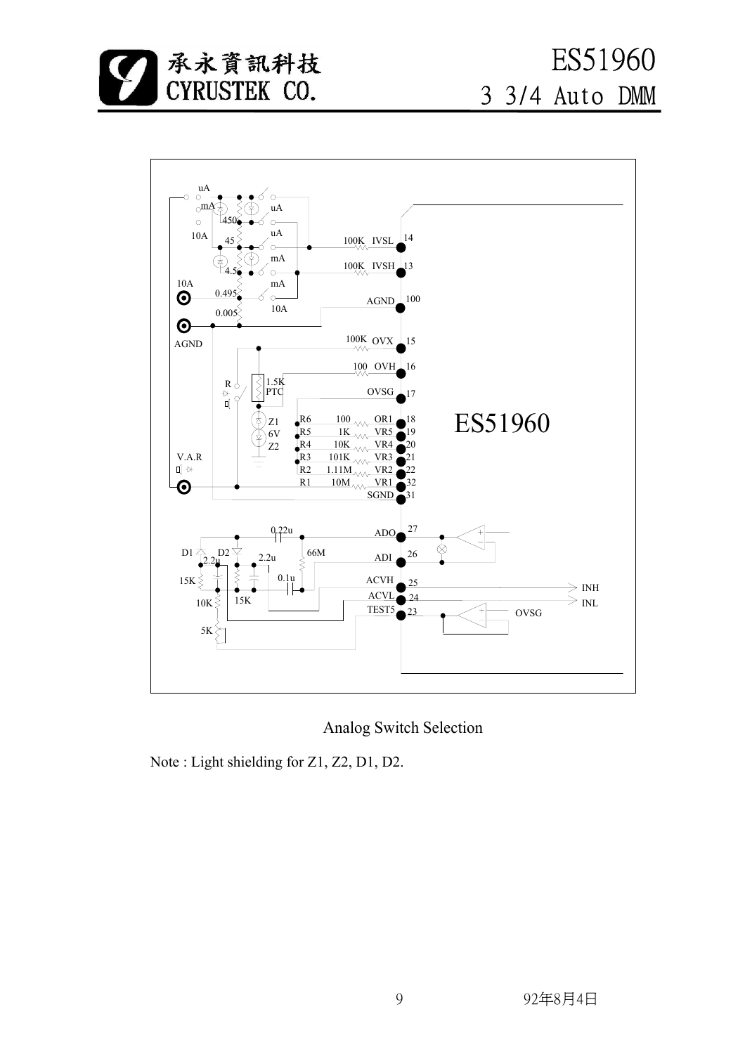Analog Switch Selection

Note : Light shielding for Z1, Z2, D1, D2.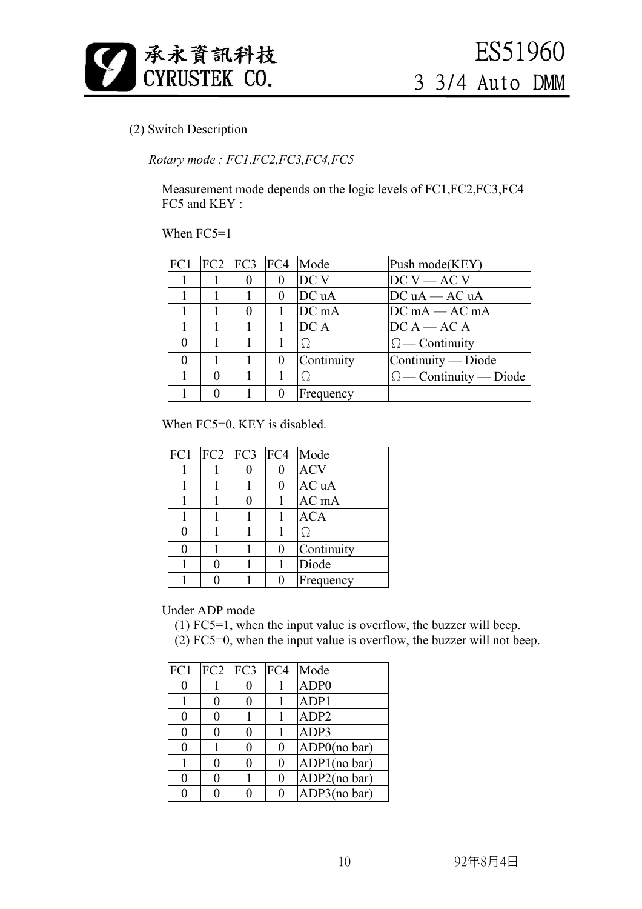(2) Switch Description

*Rotary mode : FC1,FC2,FC3,FC4,FC5*

Measurement mode depends on the logic levels of FC1,FC2,FC3,FC4 FC5 and KEY :

When FC5=1

| FC1 | FC2 | FC3 | FC4 | Mode | Push mode(KEY) |
|---|---|---|---|---|---|
| 1 | 1 | 0 | 0 | DC V | DC V — AC V |
| 1 | 1 | 1 | 0 | DC uA | DC uA — AC uA |
| 1 | 1 | 0 | 1 | DC mA | DC mA — AC mA |
| 1 | 1 | 1 | 1 | DC A | DC A — AC A |
| 0 | 1 | 1 | 1 | Ω | Ω — Continuity |
| 0 | 1 | 1 | 0 | Continuity | Continuity — Diode |
| 1 | 0 | 1 | 1 | Ω | Ω — Continuity — Diode |
| 1 | 0 | 1 | 0 | Frequency | |

When FC5=0, KEY is disabled.

| FC1 | FC2 | FC3 | FC4 | Mode |
|---|---|---|---|---|
| 1 | 1 | 0 | 0 | ACV |
| 1 | 1 | 1 | 0 | AC uA |
| 1 | 1 | 0 | 1 | AC mA |
| 1 | 1 | 1 | 1 | ACA |
| 0 | 1 | 1 | 1 | Ω |
| 0 | 1 | 1 | 0 | Continuity |
| 1 | 0 | 1 | 1 | Diode |
| 1 | 0 | 1 | 0 | Frequency |

Under ADP mode

(1) FC5=1, when the input value is overflow, the buzzer will beep.
(2) FC5=0, when the input value is overflow, the buzzer will not beep.

| FC1 | FC2 | FC3 | FC4 | Mode |
|---|---|---|---|---|
| 0 | 1 | 0 | 1 | ADP0 |
| 1 | 0 | 0 | 1 | ADP1 |
| 0 | 0 | 1 | 1 | ADP2 |
| 0 | 0 | 0 | 1 | ADP3 |
| 0 | 1 | 0 | 0 | ADP0(no bar) |
| 1 | 0 | 0 | 0 | ADP1(no bar) |
| 0 | 0 | 1 | 0 | ADP2(no bar) |
| 0 | 0 | 0 | 0 | ADP3(no bar) |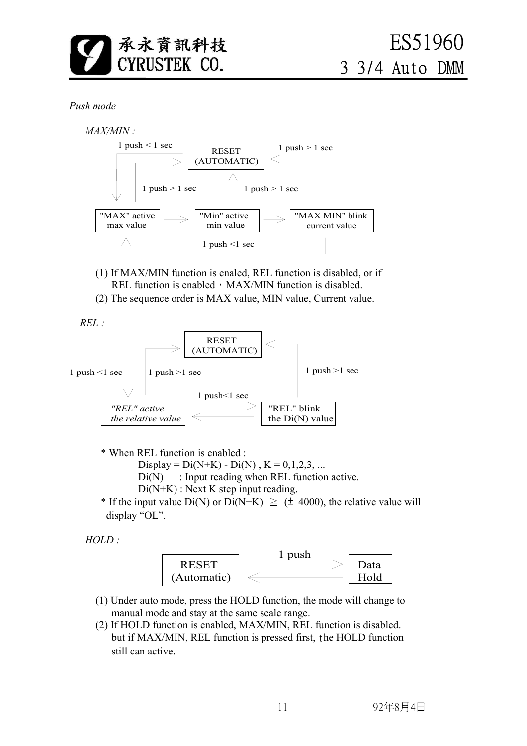*Push mode*

*MAX/MIN :*

RESET (AUTOMATIC)

1 push < 1 sec

1 push > 1 sec

1 push > 1 sec

1 push > 1 sec

"MAX" active max value → "Min" active min value → "MAX MIN" blink current value

1 push <1 sec

(1) If MAX/MIN function is enaled, REL function is disabled, or if REL function is enabled，MAX/MIN function is disabled.

(2) The sequence order is MAX value, MIN value, Current value.

*REL :*

RESET (AUTOMATIC)

1 push <1 sec

1 push >1 sec

1 push >1 sec

1 push<1 sec

*"REL" active the relative value*

"REL" blink the Di(N) value

\* When REL function is enabled :

Display = Di(N+K) - Di(N) , K = 0,1,2,3, ...

Di(N)  : Input reading when REL function active.

Di(N+K) : Next K step input reading.

\* If the input value Di(N) or Di(N+K) ≧ (± 4000), the relative value will display "OL".

*HOLD :*

RESET (Automatic) ⇄ 1 push ⇄ Data Hold

(1) Under auto mode, press the HOLD function, the mode will change to manual mode and stay at the same scale range.

(2) If HOLD function is enabled, MAX/MIN, REL function is disabled. but if MAX/MIN, REL function is pressed first, the HOLD function still can active.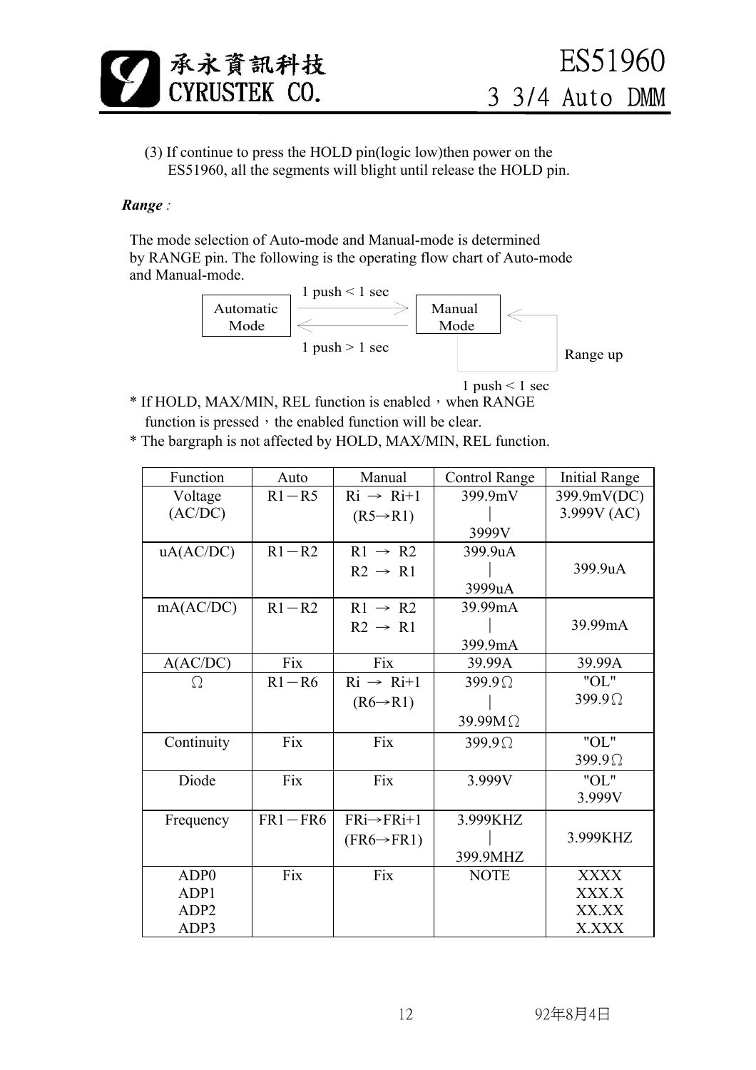(3) If continue to press the HOLD pin(logic low)then power on the ES51960, all the segments will blight until release the HOLD pin.

***Range*** :

The mode selection of Auto-mode and Manual-mode is determined by RANGE pin. The following is the operating flow chart of Auto-mode and Manual-mode.

Automatic Mode → (1 push < 1 sec) → Manual Mode

Manual Mode → (1 push > 1 sec) → Automatic Mode

Manual Mode → (1 push < 1 sec) → Range up

* If HOLD, MAX/MIN, REL function is enabled，when RANGE function is pressed，the enabled function will be clear.
* The bargraph is not affected by HOLD, MAX/MIN, REL function.

| Function | Auto | Manual | Control Range | Initial Range |
|---|---|---|---|---|
| Voltage (AC/DC) | R1－R5 | Ri → Ri+1 (R5→R1) | 399.9mV ｜ 3999V | 399.9mV(DC) 3.999V (AC) |
| uA(AC/DC) | R1－R2 | R1 → R2 R2 → R1 | 399.9uA ｜ 3999uA | 399.9uA |
| mA(AC/DC) | R1－R2 | R1 → R2 R2 → R1 | 39.99mA ｜ 399.9mA | 39.99mA |
| A(AC/DC) | Fix | Fix | 39.99A | 39.99A |
| Ω | R1－R6 | Ri → Ri+1 (R6→R1) | 399.9Ω ｜ 39.99MΩ | "OL" 399.9Ω |
| Continuity | Fix | Fix | 399.9Ω | "OL" 399.9Ω |
| Diode | Fix | Fix | 3.999V | "OL" 3.999V |
| Frequency | FR1－FR6 | FRi→FRi+1 (FR6→FR1) | 3.999KHZ ｜ 399.9MHZ | 3.999KHZ |
| ADP0 ADP1 ADP2 ADP3 | Fix | Fix | NOTE | XXXX XXX.X XX.XX X.XXX |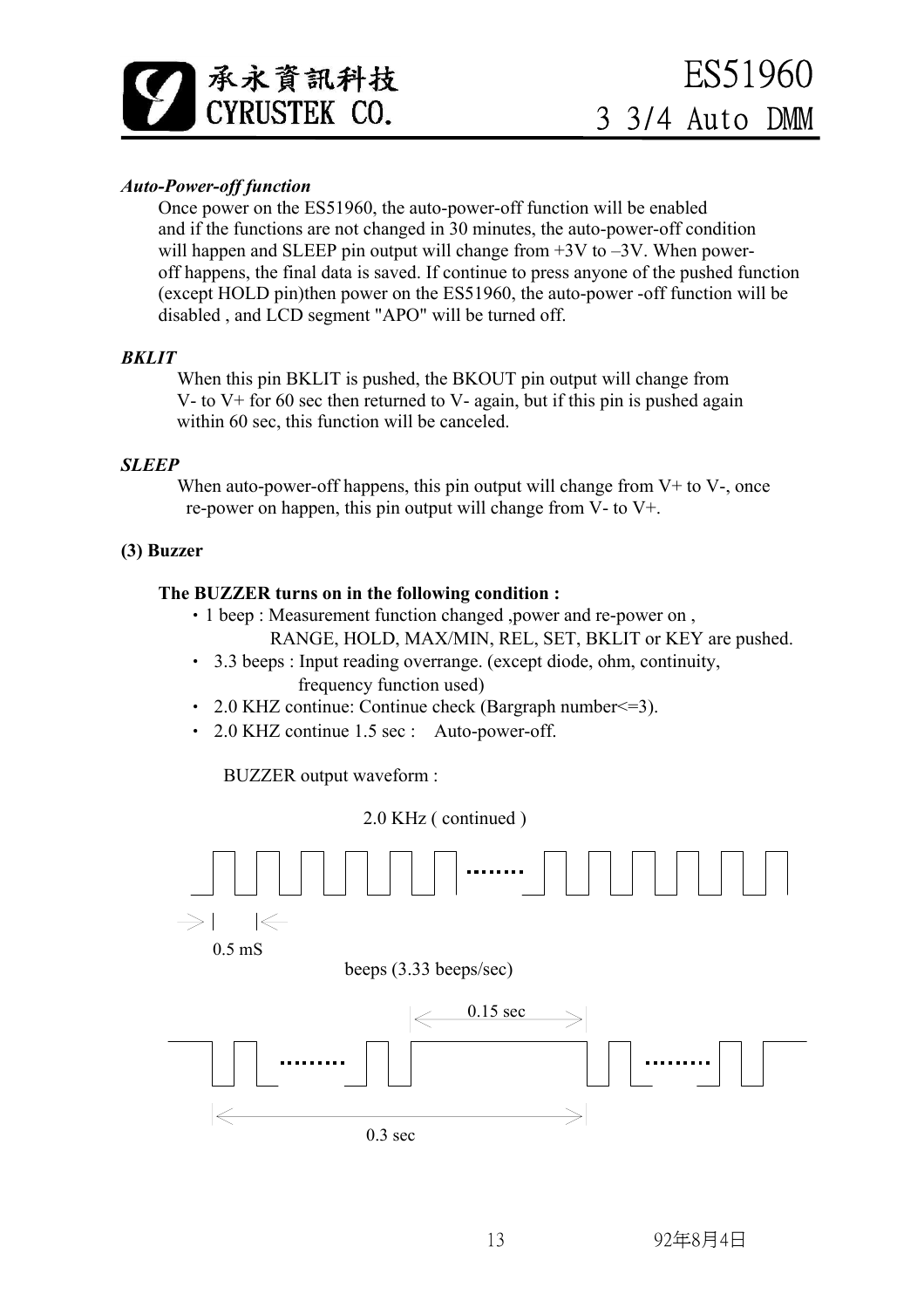***Auto-Power-off function***

Once power on the ES51960, the auto-power-off function will be enabled and if the functions are not changed in 30 minutes, the auto-power-off condition will happen and SLEEP pin output will change from +3V to –3V. When power-off happens, the final data is saved. If continue to press anyone of the pushed function (except HOLD pin)then power on the ES51960, the auto-power -off function will be disabled , and LCD segment "APO" will be turned off.

***BKLIT***

When this pin BKLIT is pushed, the BKOUT pin output will change from V- to V+ for 60 sec then returned to V- again, but if this pin is pushed again within 60 sec, this function will be canceled.

***SLEEP***

When auto-power-off happens, this pin output will change from V+ to V-, once re-power on happen, this pin output will change from V- to V+.

**(3) Buzzer**

**The BUZZER turns on in the following condition :**

- 1 beep : Measurement function changed ,power and re-power on , RANGE, HOLD, MAX/MIN, REL, SET, BKLIT or KEY are pushed.
- 3.3 beeps : Input reading overrange. (except diode, ohm, continuity, frequency function used)
- 2.0 KHZ continue: Continue check (Bargraph number<=3).
- 2.0 KHZ continue 1.5 sec : Auto-power-off.

BUZZER output waveform :

2.0 KHz ( continued )

0.5 mS

beeps (3.33 beeps/sec)

0.15 sec

0.3 sec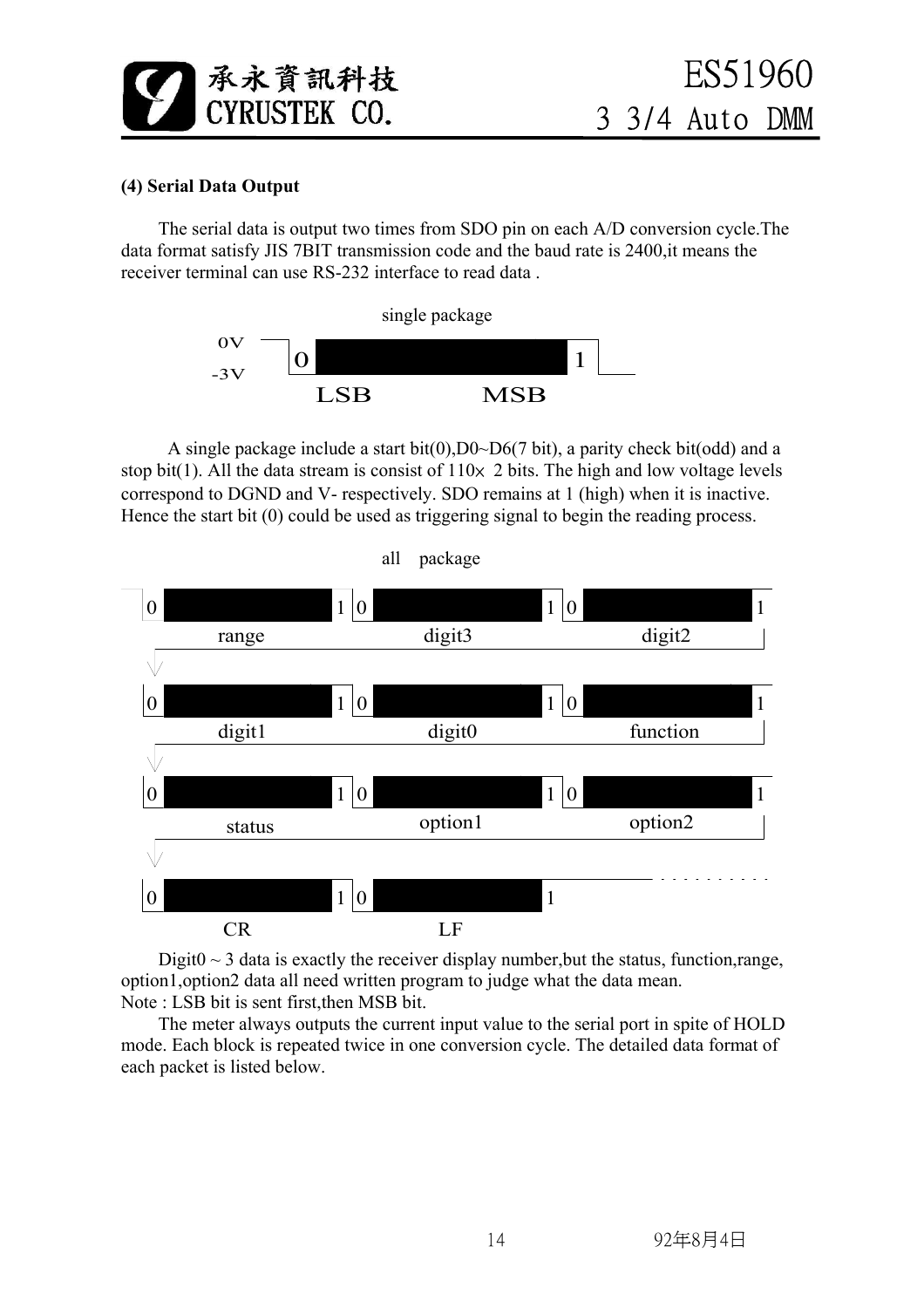### (4) Serial Data Output

The serial data is output two times from SDO pin on each A/D conversion cycle.The data format satisfy JIS 7BIT transmission code and the baud rate is 2400,it means the receiver terminal can use RS-232 interface to read data .

single package

0V
-3V
0 1
LSB MSB

A single package include a start bit(0),D0~D6(7 bit), a parity check bit(odd) and a stop bit(1). All the data stream is consist of 110× 2 bits. The high and low voltage levels correspond to DGND and V- respectively. SDO remains at 1 (high) when it is inactive. Hence the start bit (0) could be used as triggering signal to begin the reading process.

all package

| 0 range 1 | 0 digit3 1 | 0 digit2 1 |
|---|---|---|
| 0 digit1 1 | 0 digit0 1 | 0 function 1 |
| 0 status 1 | 0 option1 1 | 0 option2 1 |
| 0 CR 1 | 0 LF 1 | |

Digit0 ~ 3 data is exactly the receiver display number,but the status, function,range, option1,option2 data all need written program to judge what the data mean.
Note : LSB bit is sent first,then MSB bit.

The meter always outputs the current input value to the serial port in spite of HOLD mode. Each block is repeated twice in one conversion cycle. The detailed data format of each packet is listed below.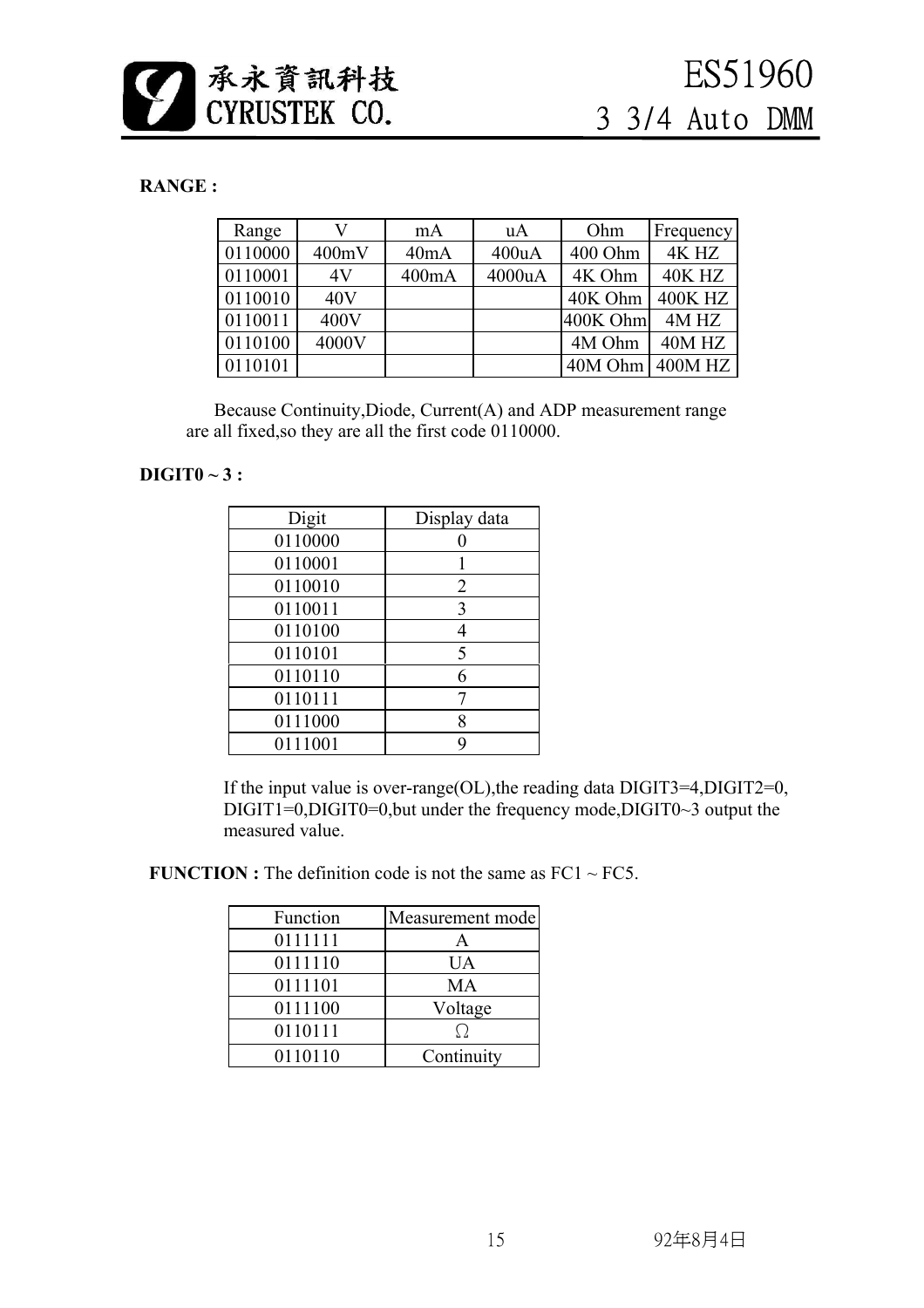**RANGE :**

| Range | V | mA | uA | Ohm | Frequency |
|---|---|---|---|---|---|
| 0110000 | 400mV | 40mA | 400uA | 400 Ohm | 4K HZ |
| 0110001 | 4V | 400mA | 4000uA | 4K Ohm | 40K HZ |
| 0110010 | 40V | | | 40K Ohm | 400K HZ |
| 0110011 | 400V | | | 400K Ohm | 4M HZ |
| 0110100 | 4000V | | | 4M Ohm | 40M HZ |
| 0110101 | | | | 40M Ohm | 400M HZ |

Because Continuity,Diode, Current(A) and ADP measurement range are all fixed,so they are all the first code 0110000.

**DIGIT0 ~ 3 :**

| Digit | Display data |
|---|---|
| 0110000 | 0 |
| 0110001 | 1 |
| 0110010 | 2 |
| 0110011 | 3 |
| 0110100 | 4 |
| 0110101 | 5 |
| 0110110 | 6 |
| 0110111 | 7 |
| 0111000 | 8 |
| 0111001 | 9 |

If the input value is over-range(OL),the reading data DIGIT3=4,DIGIT2=0, DIGIT1=0,DIGIT0=0,but under the frequency mode,DIGIT0~3 output the measured value.

**FUNCTION :** The definition code is not the same as FC1 ~ FC5.

| Function | Measurement mode |
|---|---|
| 0111111 | A |
| 0111110 | UA |
| 0111101 | MA |
| 0111100 | Voltage |
| 0110111 | Ω |
| 0110110 | Continuity |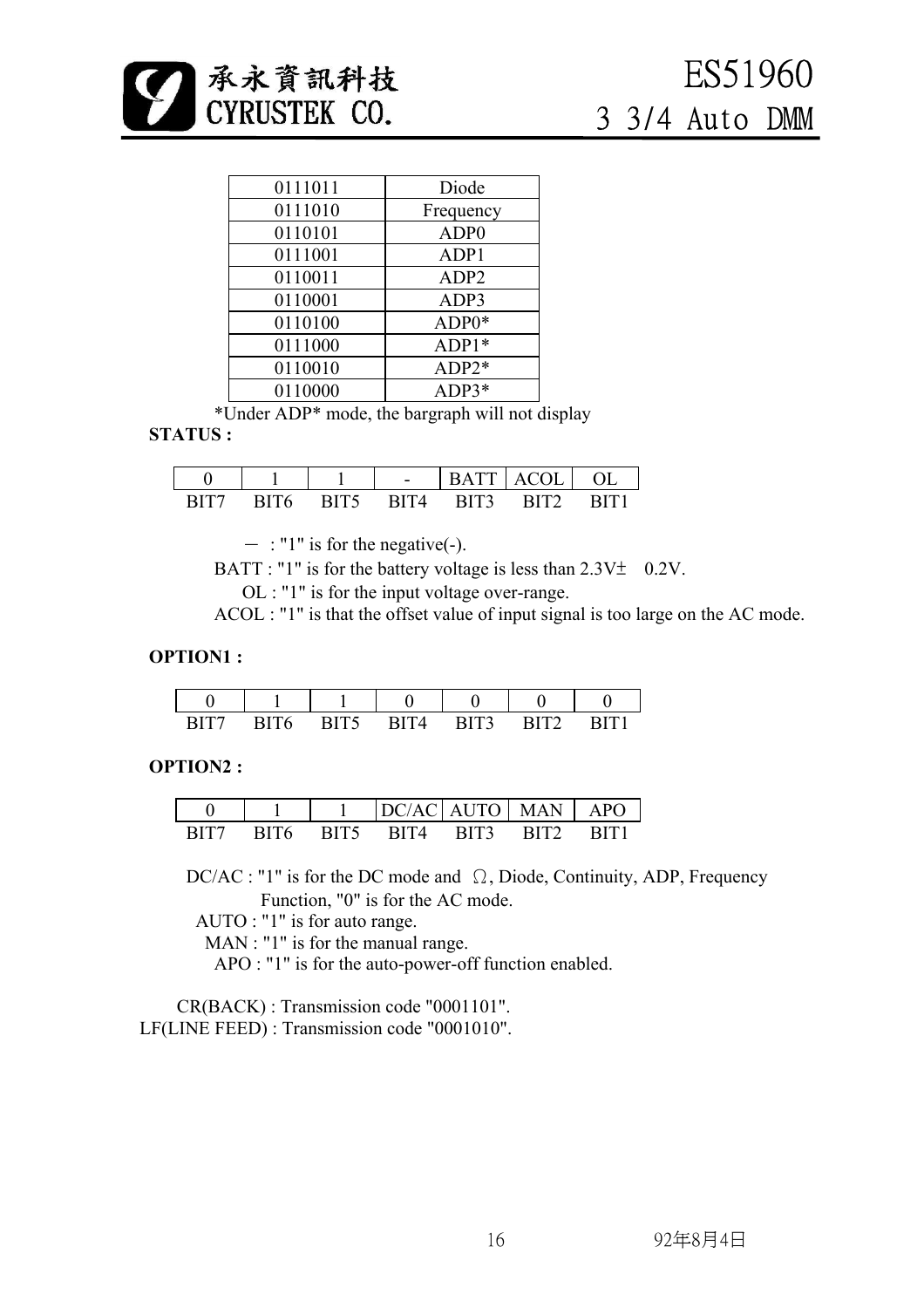| 0111011 | Diode |
|---|---|
| 0111010 | Frequency |
| 0110101 | ADP0 |
| 0111001 | ADP1 |
| 0110011 | ADP2 |
| 0110001 | ADP3 |
| 0110100 | ADP0* |
| 0111000 | ADP1* |
| 0110010 | ADP2* |
| 0110000 | ADP3* |

*Under ADP* mode, the bargraph will not display

**STATUS :**

| 0 | 1 | 1 | - | BATT | ACOL | OL |
|---|---|---|---|---|---|---|
| BIT7 | BIT6 | BIT5 | BIT4 | BIT3 | BIT2 | BIT1 |

－ : "1" is for the negative(-).

BATT : "1" is for the battery voltage is less than 2.3V± 0.2V.

OL : "1" is for the input voltage over-range.

ACOL : "1" is that the offset value of input signal is too large on the AC mode.

**OPTION1 :**

| 0 | 1 | 1 | 0 | 0 | 0 | 0 |
|---|---|---|---|---|---|---|
| BIT7 | BIT6 | BIT5 | BIT4 | BIT3 | BIT2 | BIT1 |

**OPTION2 :**

| 0 | 1 | 1 | DC/AC | AUTO | MAN | APO |
|---|---|---|---|---|---|---|
| BIT7 | BIT6 | BIT5 | BIT4 | BIT3 | BIT2 | BIT1 |

DC/AC : "1" is for the DC mode and Ω, Diode, Continuity, ADP, Frequency Function, "0" is for the AC mode.

AUTO : "1" is for auto range.

MAN : "1" is for the manual range.

APO : "1" is for the auto-power-off function enabled.

CR(BACK) : Transmission code "0001101".

LF(LINE FEED) : Transmission code "0001010".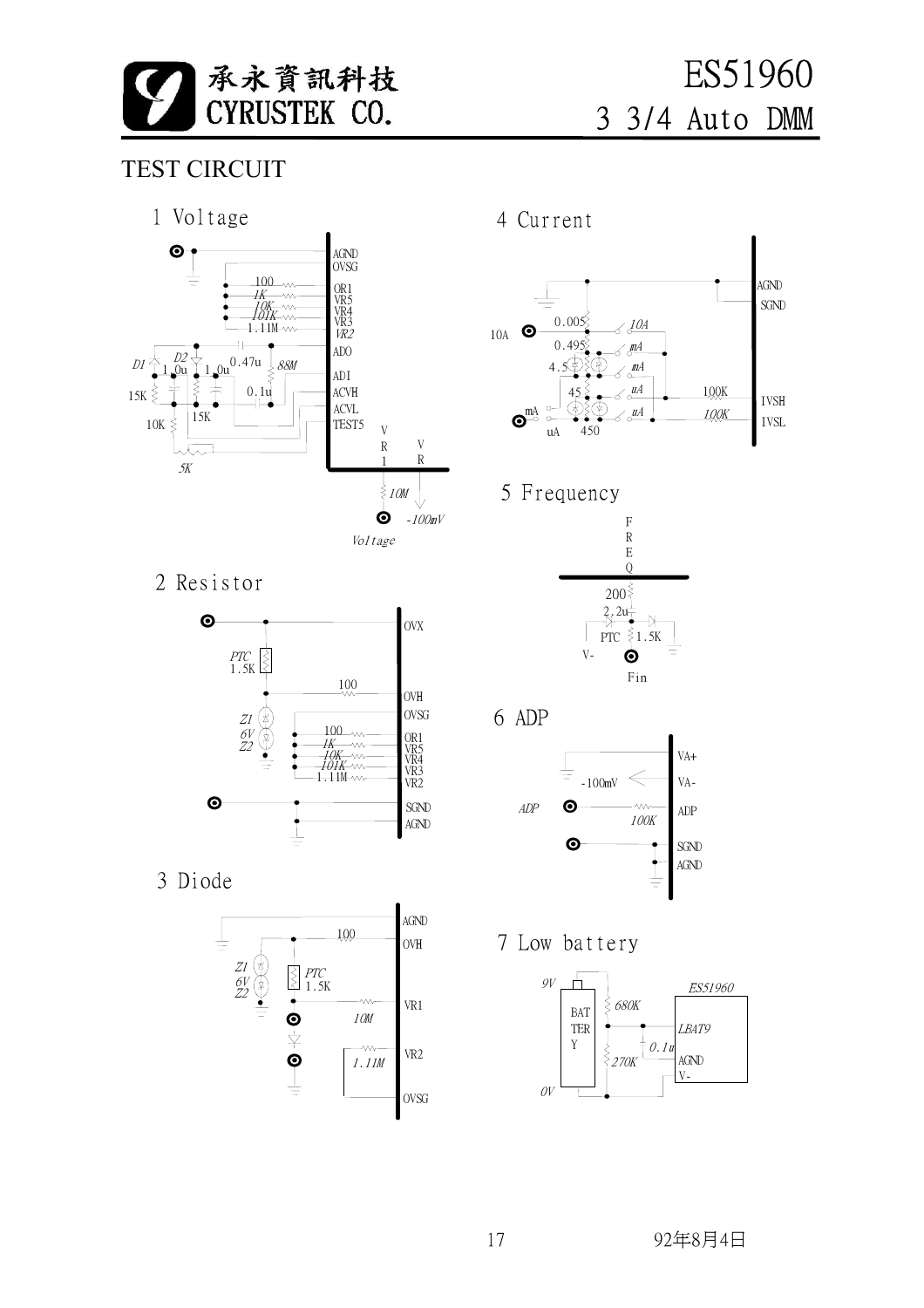## TEST CIRCUIT

### 1 Voltage

AGND
OVSG
100 OR1
1K VR5
10K VR4
101K VR3
1.11M VR2
ADO
D1 D2 1.0u 1.0u 0.47u 88M ADI
15K 0.1u ACVH
ACVL
10K 15K TEST5
5K
VR1 VR
10M
Voltage -100mV

### 2 Resistor

OVX
PTC 1.5K
100 OVH
Z1 6V Z2 OVSG
100 OR1
1K VR5
10K VR4
101K VR3
1.11M VR2
SGND
AGND

### 3 Diode

AGND
100 OVH
Z1 6V Z2
PTC 1.5K
10M VR1
1.11M VR2
OVSG

### 4 Current

AGND
SGND
10A 0.005 10A
0.495 mA
4.5 mA
45 uA 100K IVSH
mA uA 450 uA 100K IVSL

### 5 Frequency

FREQ
200
2.2u
PTC 1.5K
V-
Fin

### 6 ADP

VA+
-100mV VA-
ADP 100K ADP
SGND
AGND

### 7 Low battery

9V
BATTERY
680K
ES51960
LBAT9
0.1u
270K AGND
V-
0V

92年8月4日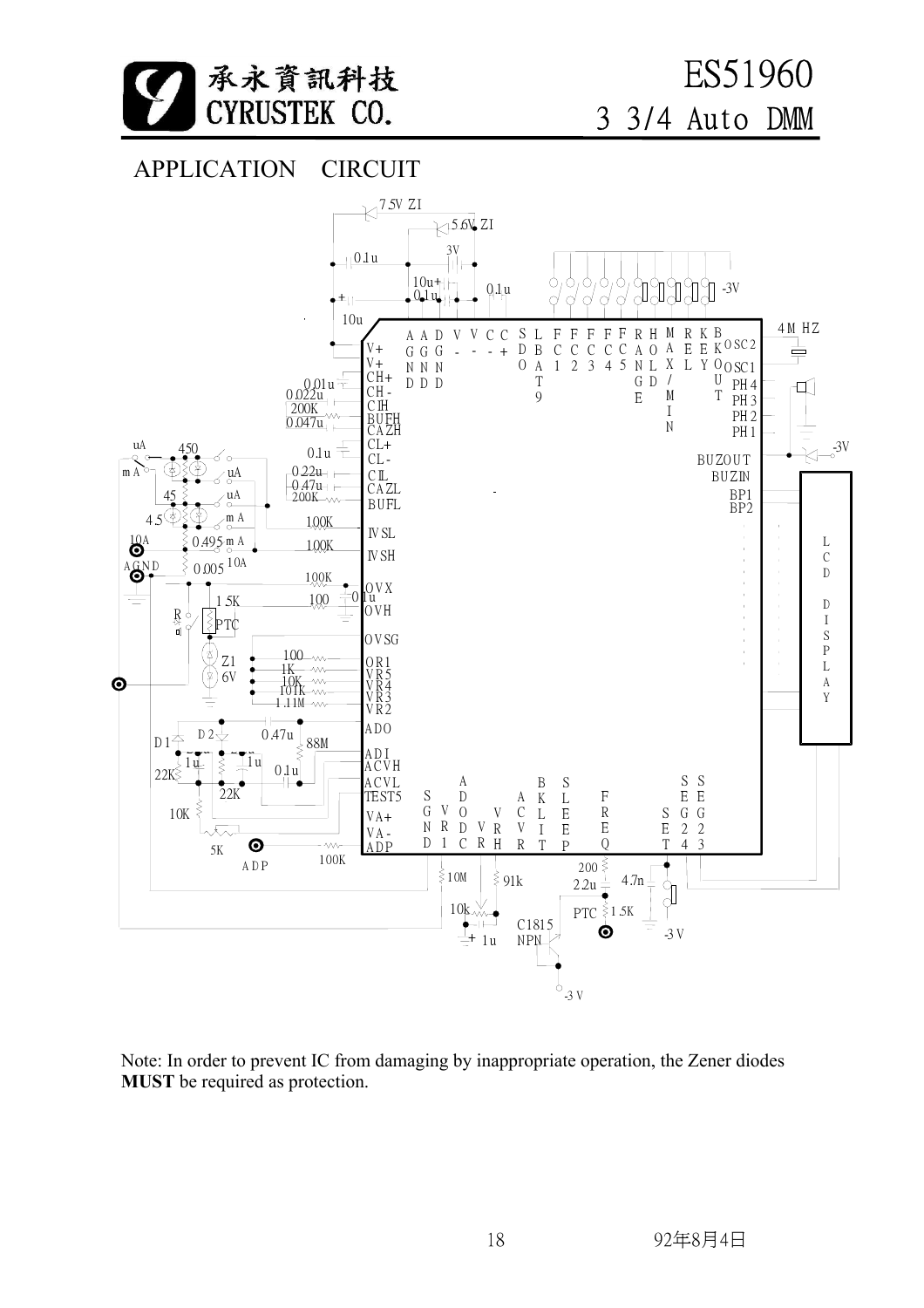## APPLICATION CIRCUIT

Note: In order to prevent IC from damaging by inappropriate operation, the Zener diodes **MUST** be required as protection.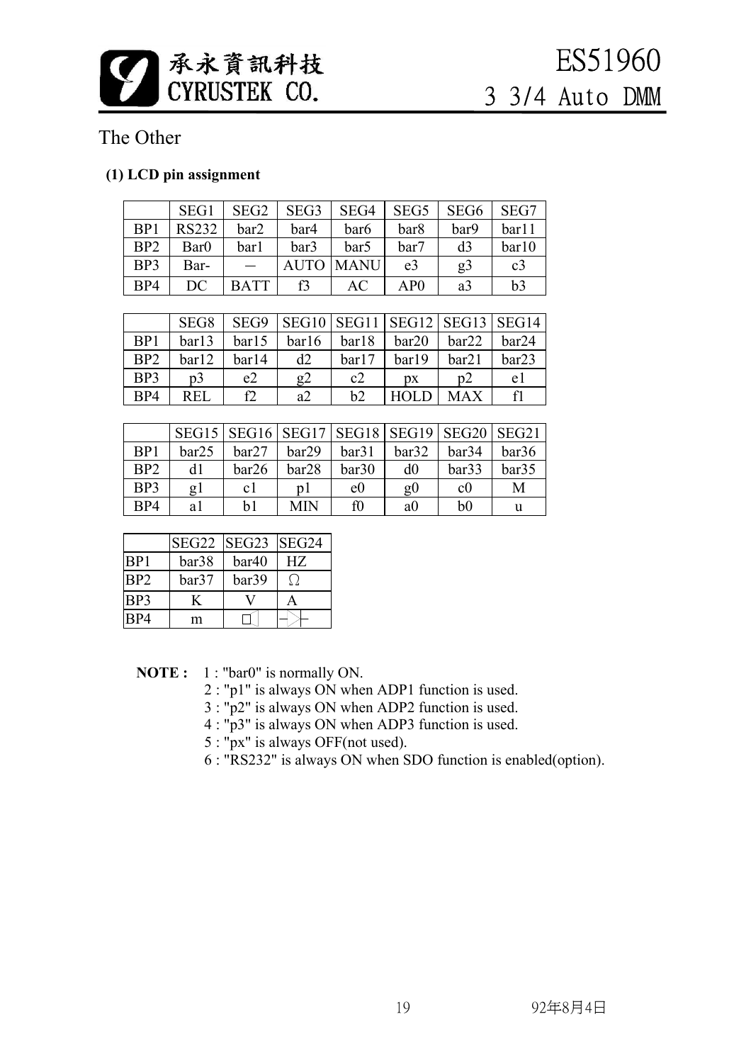## The Other

### (1) LCD pin assignment

| | SEG1 | SEG2 | SEG3 | SEG4 | SEG5 | SEG6 | SEG7 |
|---|---|---|---|---|---|---|---|
| BP1 | RS232 | bar2 | bar4 | bar6 | bar8 | bar9 | bar11 |
| BP2 | Bar0 | bar1 | bar3 | bar5 | bar7 | d3 | bar10 |
| BP3 | Bar- | — | AUTO | MANU | e3 | g3 | c3 |
| BP4 | DC | BATT | f3 | AC | AP0 | a3 | b3 |

| | SEG8 | SEG9 | SEG10 | SEG11 | SEG12 | SEG13 | SEG14 |
|---|---|---|---|---|---|---|---|
| BP1 | bar13 | bar15 | bar16 | bar18 | bar20 | bar22 | bar24 |
| BP2 | bar12 | bar14 | d2 | bar17 | bar19 | bar21 | bar23 |
| BP3 | p3 | e2 | g2 | c2 | px | p2 | e1 |
| BP4 | REL | f2 | a2 | b2 | HOLD | MAX | f1 |

| | SEG15 | SEG16 | SEG17 | SEG18 | SEG19 | SEG20 | SEG21 |
|---|---|---|---|---|---|---|---|
| BP1 | bar25 | bar27 | bar29 | bar31 | bar32 | bar34 | bar36 |
| BP2 | d1 | bar26 | bar28 | bar30 | d0 | bar33 | bar35 |
| BP3 | g1 | c1 | p1 | e0 | g0 | c0 | M |
| BP4 | a1 | b1 | MIN | f0 | a0 | b0 | u |

| | SEG22 | SEG23 | SEG24 |
|---|---|---|---|
| BP1 | bar38 | bar40 | HZ |
| BP2 | bar37 | bar39 | Ω |
| BP3 | K | V | A |
| BP4 | m | (buzzer) | (diode) |

**NOTE :** 1 : "bar0" is normally ON.
2 : "p1" is always ON when ADP1 function is used.
3 : "p2" is always ON when ADP2 function is used.
4 : "p3" is always ON when ADP3 function is used.
5 : "px" is always OFF(not used).
6 : "RS232" is always ON when SDO function is enabled(option).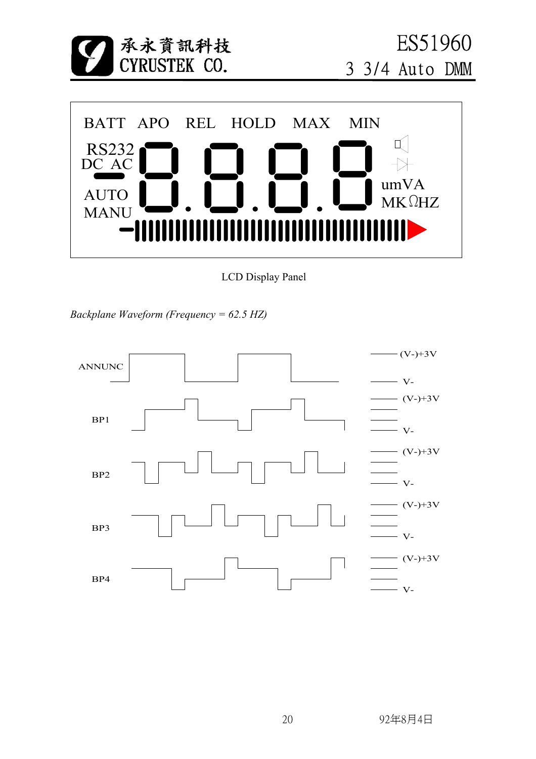BATT APO REL HOLD MAX MIN

RS232

DC AC

AUTO

MANU

umVA

MKΩHZ

LCD Display Panel

*Backplane Waveform (Frequency = 62.5 HZ)*

ANNUNC

BP1

BP2

BP3

BP4

(V-)+3V

V-

(V-)+3V

V-

(V-)+3V

V-

(V-)+3V

V-

(V-)+3V

V-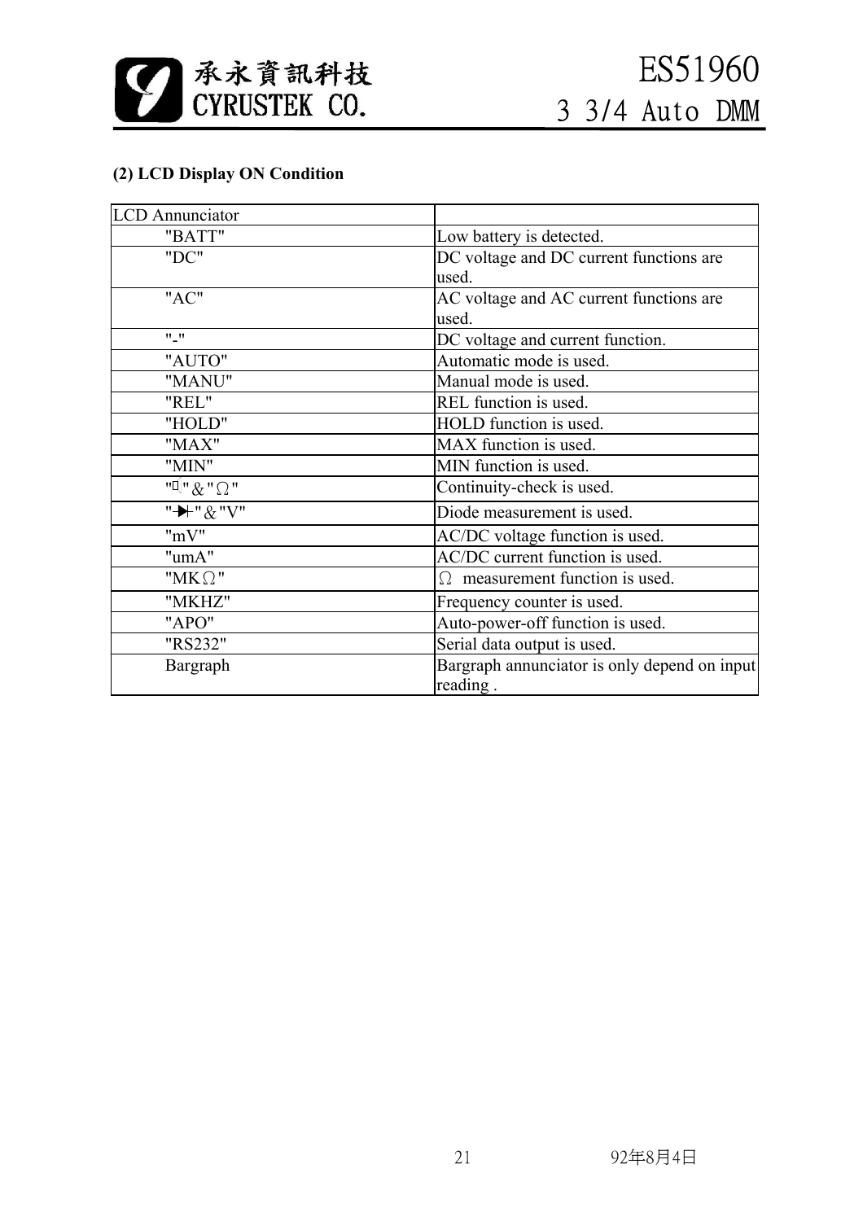**(2) LCD Display ON Condition**

| LCD Annunciator | |
|---|---|
| "BATT" | Low battery is detected. |
| "DC" | DC voltage and DC current functions are used. |
| "AC" | AC voltage and AC current functions are used. |
| "-" | DC voltage and current function. |
| "AUTO" | Automatic mode is used. |
| "MANU" | Manual mode is used. |
| "REL" | REL function is used. |
| "HOLD" | HOLD function is used. |
| "MAX" | MAX function is used. |
| "MIN" | MIN function is used. |
| "" & "Ω" | Continuity-check is used. |
| "⊣►⊢" & "V" | Diode measurement is used. |
| "mV" | AC/DC voltage function is used. |
| "umA" | AC/DC current function is used. |
| "MKΩ" | Ω measurement function is used. |
| "MKHZ" | Frequency counter is used. |
| "APO" | Auto-power-off function is used. |
| "RS232" | Serial data output is used. |
| Bargraph | Bargraph annunciator is only depend on input reading . |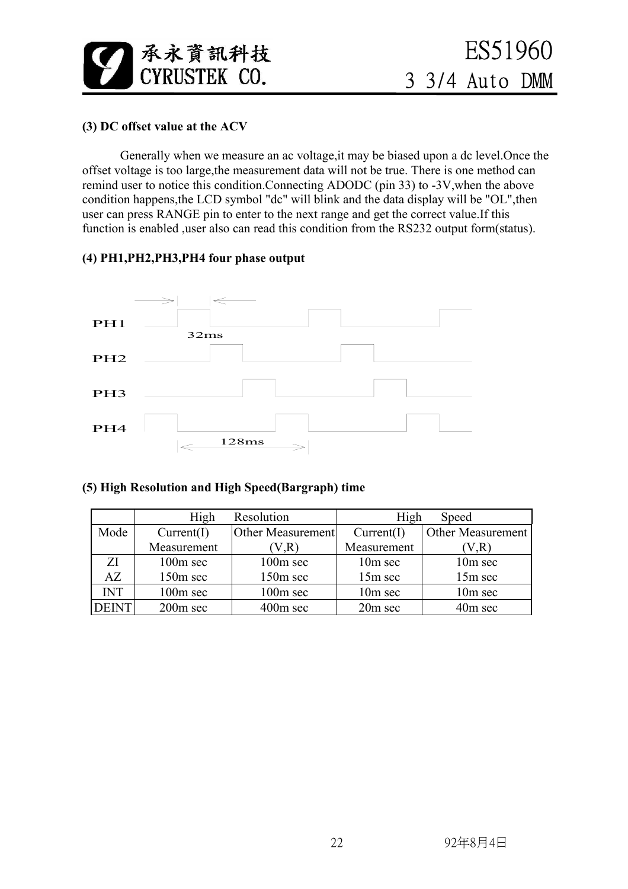### (3) DC offset value at the ACV

Generally when we measure an ac voltage,it may be biased upon a dc level.Once the offset voltage is too large,the measurement data will not be true. There is one method can remind user to notice this condition.Connecting ADODC (pin 33) to -3V,when the above condition happens,the LCD symbol "dc" will blink and the data display will be "OL",then user can press RANGE pin to enter to the next range and get the correct value.If this function is enabled ,user also can read this condition from the RS232 output form(status).

### (4) PH1,PH2,PH3,PH4 four phase output

PH1

32ms

PH2

PH3

PH4

128ms

### (5) High Resolution and High Speed(Bargraph) time

| | High Resolution | | High Speed | |
|---|---|---|---|---|
| Mode | Current(I) Measurement | Other Measurement (V,R) | Current(I) Measurement | Other Measurement (V,R) |
| ZI | 100m sec | 100m sec | 10m sec | 10m sec |
| AZ | 150m sec | 150m sec | 15m sec | 15m sec |
| INT | 100m sec | 100m sec | 10m sec | 10m sec |
| DEINT | 200m sec | 400m sec | 20m sec | 40m sec |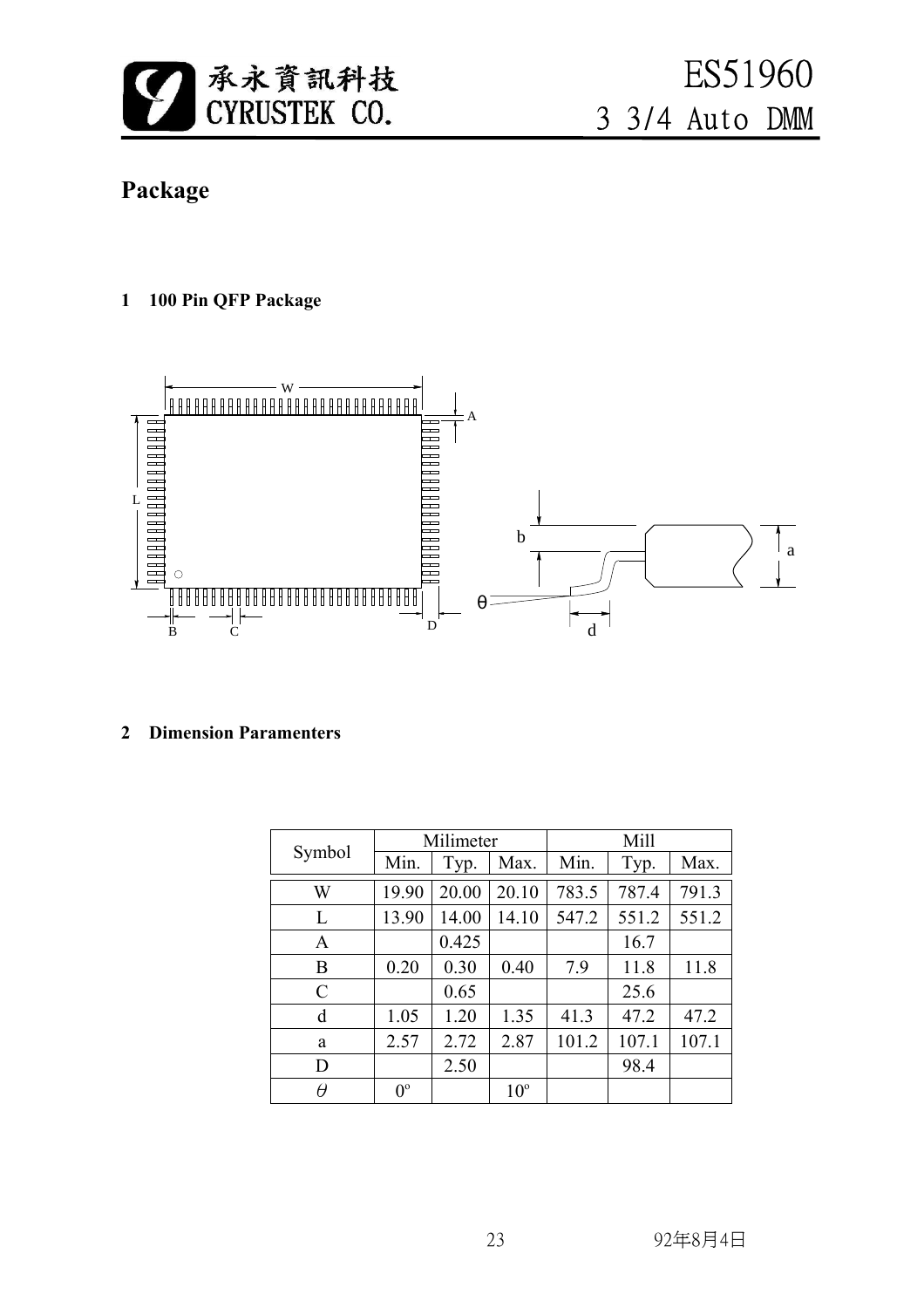## Package

### 1 100 Pin QFP Package

W

A

L

b

a

θ

B C D d

### 2 Dimension Paramenters

| Symbol | Milimeter | | | Mill | | |
|---|---|---|---|---|---|---|
| | Min. | Typ. | Max. | Min. | Typ. | Max. |
| W | 19.90 | 20.00 | 20.10 | 783.5 | 787.4 | 791.3 |
| L | 13.90 | 14.00 | 14.10 | 547.2 | 551.2 | 551.2 |
| A | | 0.425 | | | 16.7 | |
| B | 0.20 | 0.30 | 0.40 | 7.9 | 11.8 | 11.8 |
| C | | 0.65 | | | 25.6 | |
| d | 1.05 | 1.20 | 1.35 | 41.3 | 47.2 | 47.2 |
| a | 2.57 | 2.72 | 2.87 | 101.2 | 107.1 | 107.1 |
| D | | 2.50 | | | 98.4 | |
| $\theta$ | $0^{o}$ | | $10^{o}$ | | | |